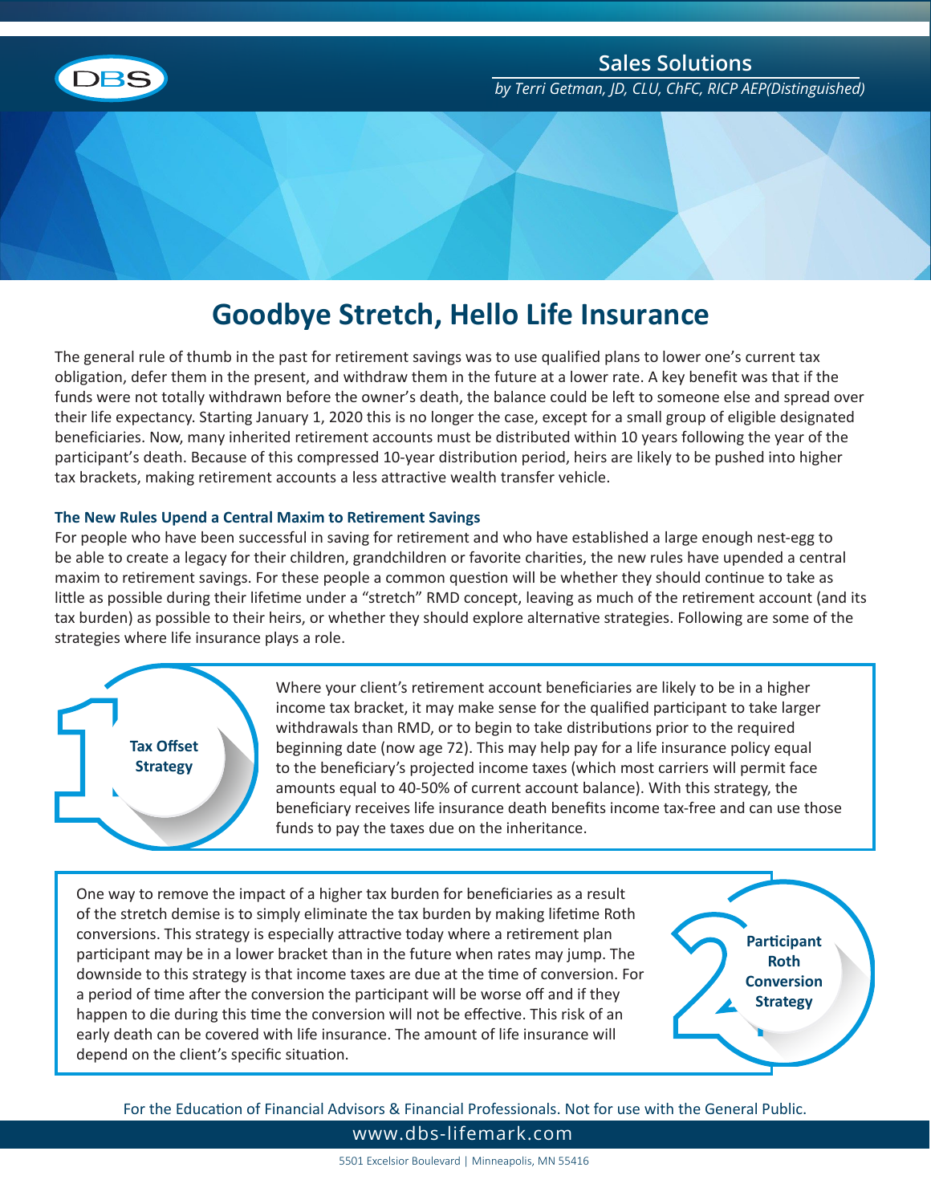Sales Solutions

*by Terri Getman, JD, CLU, ChFC, RICP AEP(Distinguished)*

# Goodbye Stretch, Hello Life Insurance

The general rule of thumb in the past for retirement savings was to use qualified plans to lower one's current tax obligation, defer them in the present, and withdraw them in the future at a lower rate. A key benefit was that if the funds were not totally withdrawn before the owner's death, the balance could be left to someone else and spread over their life expectancy. Starting January 1, 2020 this is no longer the case, except for a small group of eligible designated beneficiaries. Now, many inherited retirement accounts must be distributed within 10 years following the year of the participant's death. Because of this compressed 10-year distribution period, heirs are likely to be pushed into higher tax brackets, making retirement accounts a less attractive wealth transfer vehicle.

### The New Rules Upend a Central Maxim to Retirement Savings

For people who have been successful in saving for retirement and who have established a large enough nest-egg to be able to create a legacy for their children, grandchildren or favorite charities, the new rules have upended a central maxim to retirement savings. For these people a common question will be whether they should continue to take as little as possible during their lifetime under a "stretch" RMD concept, leaving as much of the retirement account (and its tax burden) as possible to their heirs, or whether they should explore alternative strategies. Following are some of the strategies where life insurance plays a role.

**1 – Tax Offset Strategy**

Where your client's retirement account beneficiaries are likely to be in a higher income tax bracket, it may make sense for the qualified participant to take larger withdrawals than RMD, or to begin to take distributions prior to the required beginning date (now age 72). This may help pay for a life insurance policy equal to the beneficiary's projected income taxes (which most carriers will permit face amounts equal to 40-50% of current account balance). With this strategy, the beneficiary receives life insurance death benefits income tax-free and can use those funds to pay the taxes due on the inheritance.

**2 – Participant Roth Conversion Strategy**

One way to remove the impact of a higher tax burden for beneficiaries as a result of the stretch demise is to simply eliminate the tax burden by making lifetime Roth conversions. This strategy is especially attractive today where a retirement plan participant may be in a lower bracket than in the future when rates may jump. The downside to this strategy is that income taxes are due at the time of conversion. For a period of time after the conversion the participant will be worse off and if they happen to die during this time the conversion will not be effective. This risk of an early death can be covered with life insurance. The amount of life insurance will depend on the client's specific situation.

For the Education of Financial Advisors & Financial Professionals. Not for use with the General Public.

www.dbs-lifemark.com

5501 Excelsior Boulevard | Minneapolis, MN 55416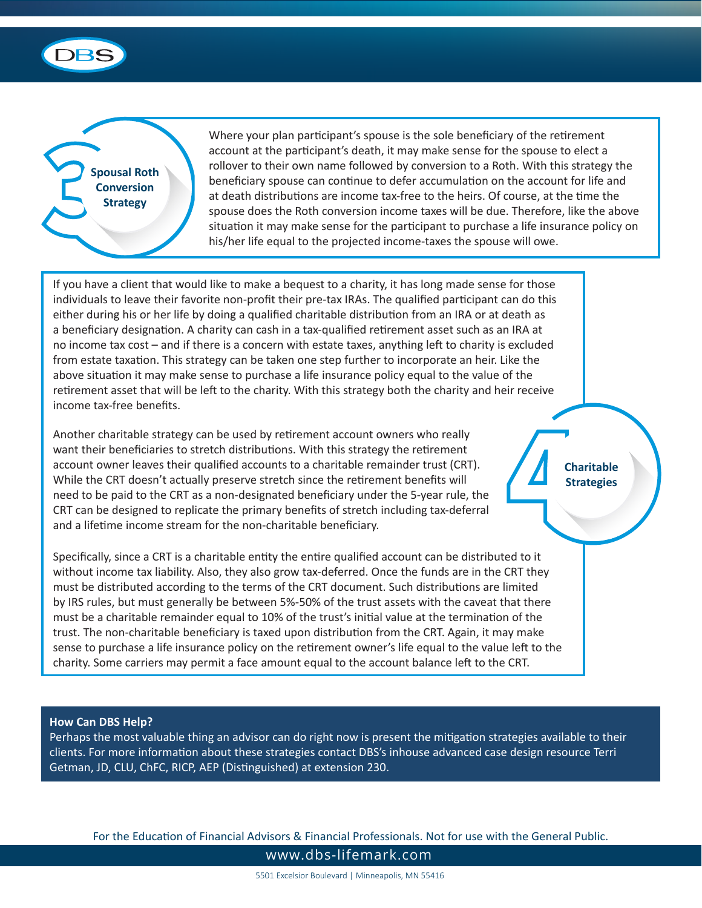## 3 Spousal Roth Conversion Strategy

Where your plan participant's spouse is the sole beneficiary of the retirement account at the participant's death, it may make sense for the spouse to elect a rollover to their own name followed by conversion to a Roth. With this strategy the beneficiary spouse can continue to defer accumulation on the account for life and at death distributions are income tax-free to the heirs. Of course, at the time the spouse does the Roth conversion income taxes will be due. Therefore, like the above situation it may make sense for the participant to purchase a life insurance policy on his/her life equal to the projected income-taxes the spouse will owe.

## 4 Charitable Strategies

If you have a client that would like to make a bequest to a charity, it has long made sense for those individuals to leave their favorite non-profit their pre-tax IRAs. The qualified participant can do this either during his or her life by doing a qualified charitable distribution from an IRA or at death as a beneficiary designation. A charity can cash in a tax-qualified retirement asset such as an IRA at no income tax cost – and if there is a concern with estate taxes, anything left to charity is excluded from estate taxation. This strategy can be taken one step further to incorporate an heir. Like the above situation it may make sense to purchase a life insurance policy equal to the value of the retirement asset that will be left to the charity. With this strategy both the charity and heir receive income tax-free benefits.

Another charitable strategy can be used by retirement account owners who really want their beneficiaries to stretch distributions. With this strategy the retirement account owner leaves their qualified accounts to a charitable remainder trust (CRT). While the CRT doesn't actually preserve stretch since the retirement benefits will need to be paid to the CRT as a non-designated beneficiary under the 5-year rule, the CRT can be designed to replicate the primary benefits of stretch including tax-deferral and a lifetime income stream for the non-charitable beneficiary.

Specifically, since a CRT is a charitable entity the entire qualified account can be distributed to it without income tax liability. Also, they also grow tax-deferred. Once the funds are in the CRT they must be distributed according to the terms of the CRT document. Such distributions are limited by IRS rules, but must generally be between 5%-50% of the trust assets with the caveat that there must be a charitable remainder equal to 10% of the trust's initial value at the termination of the trust. The non-charitable beneficiary is taxed upon distribution from the CRT. Again, it may make sense to purchase a life insurance policy on the retirement owner's life equal to the value left to the charity. Some carriers may permit a face amount equal to the account balance left to the CRT.

**How Can DBS Help?**

Perhaps the most valuable thing an advisor can do right now is present the mitigation strategies available to their clients. For more information about these strategies contact DBS's inhouse advanced case design resource Terri Getman, JD, CLU, ChFC, RICP, AEP (Distinguished) at extension 230.

For the Education of Financial Advisors & Financial Professionals. Not for use with the General Public.

www.dbs-lifemark.com

5501 Excelsior Boulevard | Minneapolis, MN 55416